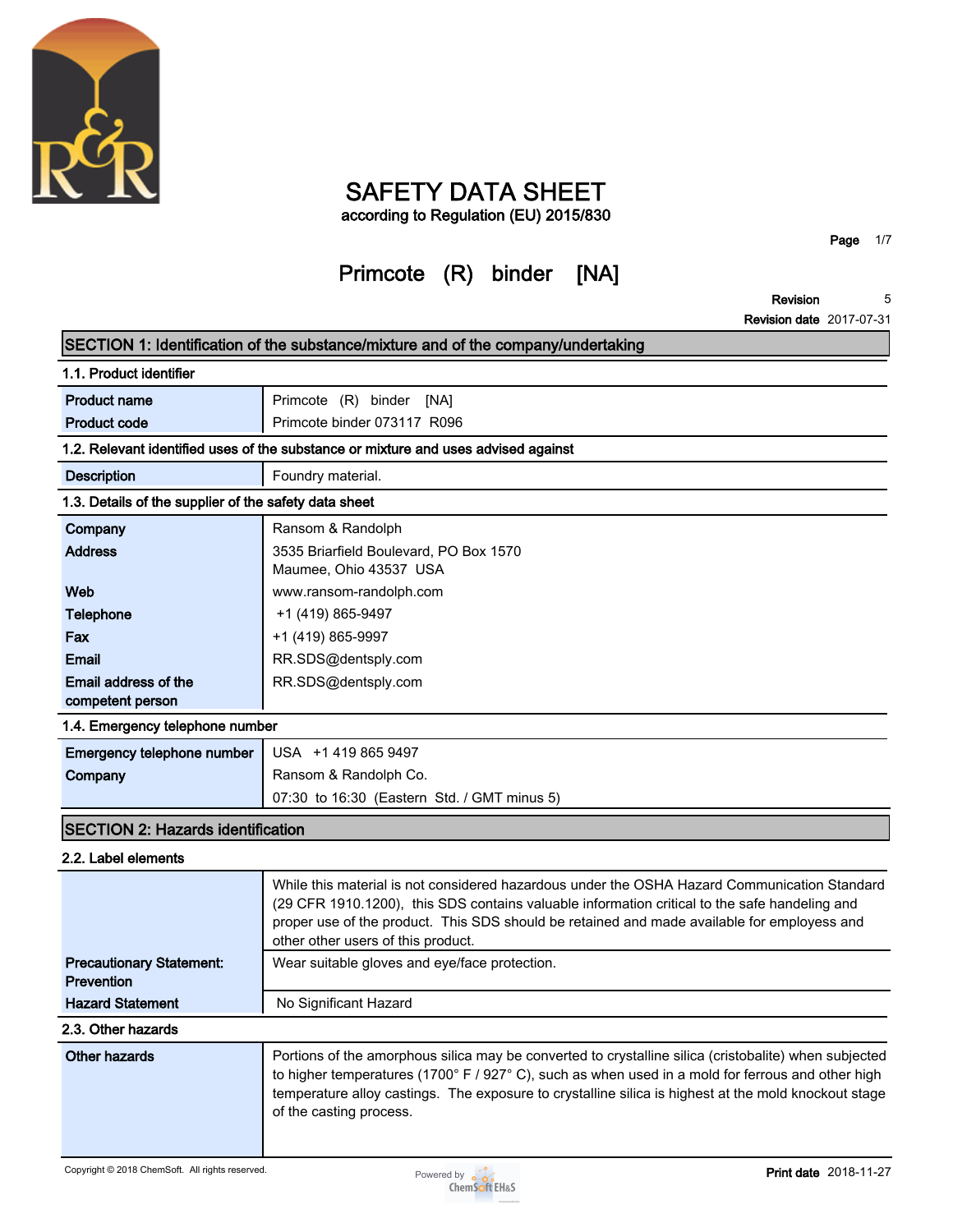# SAFETY DATA SHEET

according to Regulation (EU) 2015/830

## Primcote (R) binder [NA]

Revision 5

Revision date 2017-07-31

## SECTION 1: Identification of the substance/mixture and of the company/undertaking

### 1.1. Product identifier

| | |
|---|---|
| **Product name** | Primcote (R) binder [NA] |
| **Product code** | Primcote binder 073117 R096 |

### 1.2. Relevant identified uses of the substance or mixture and uses advised against

| | |
|---|---|
| **Description** | Foundry material. |

### 1.3. Details of the supplier of the safety data sheet

| | |
|---|---|
| **Company** | Ransom & Randolph |
| **Address** | 3535 Briarfield Boulevard, PO Box 1570<br>Maumee, Ohio 43537 USA |
| **Web** | www.ransom-randolph.com |
| **Telephone** | +1 (419) 865-9497 |
| **Fax** | +1 (419) 865-9997 |
| **Email** | RR.SDS@dentsply.com |
| **Email address of the competent person** | RR.SDS@dentsply.com |

### 1.4. Emergency telephone number

| | |
|---|---|
| **Emergency telephone number** | USA +1 419 865 9497 |
| **Company** | Ransom & Randolph Co. |
| | 07:30 to 16:30 (Eastern Std. / GMT minus 5) |

## SECTION 2: Hazards identification

### 2.2. Label elements

| | |
|---|---|
| | While this material is not considered hazardous under the OSHA Hazard Communication Standard (29 CFR 1910.1200), this SDS contains valuable information critical to the safe handeling and proper use of the product. This SDS should be retained and made available for employees and other other users of this product. |
| **Precautionary Statement: Prevention** | Wear suitable gloves and eye/face protection. |
| **Hazard Statement** | No Significant Hazard |

### 2.3. Other hazards

| | |
|---|---|
| **Other hazards** | Portions of the amorphous silica may be converted to crystalline silica (cristobalite) when subjected to higher temperatures (1700° F / 927° C), such as when used in a mold for ferrous and other high temperature alloy castings. The exposure to crystalline silica is highest at the mold knockout stage of the casting process. |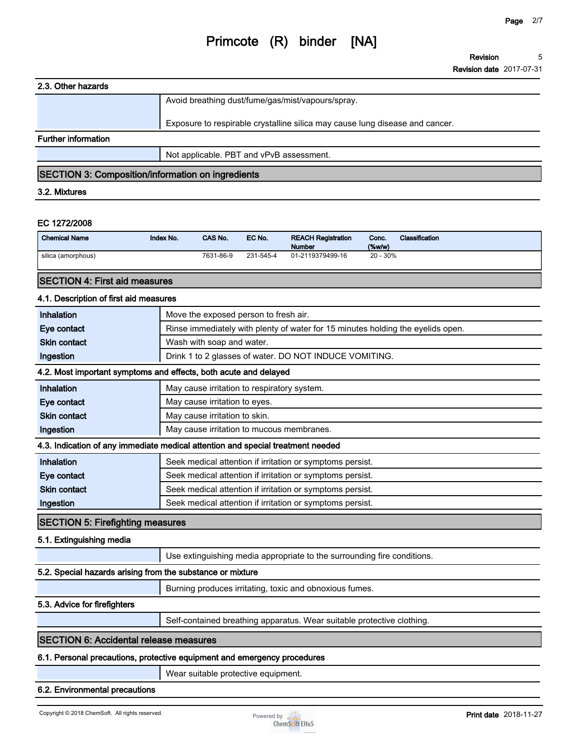### 2.3. Other hazards

| | |
|---|---|
| | Avoid breathing dust/fume/gas/mist/vapours/spray.<br><br>Exposure to respirable crystalline silica may cause lung disease and cancer. |

### Further information

| | |
|---|---|
| | Not applicable. PBT and vPvB assessment. |

## SECTION 3: Composition/information on ingredients

### 3.2. Mixtures

**EC 1272/2008**

| Chemical Name | Index No. | CAS No. | EC No. | REACH Registration Number | Conc. (%w/w) | Classification |
|---|---|---|---|---|---|---|
| silica (amorphous) | | 7631-86-9 | 231-545-4 | 01-2119379499-16 | 20 - 30% | |

## SECTION 4: First aid measures

### 4.1. Description of first aid measures

| | |
|---|---|
| **Inhalation** | Move the exposed person to fresh air. |
| **Eye contact** | Rinse immediately with plenty of water for 15 minutes holding the eyelids open. |
| **Skin contact** | Wash with soap and water. |
| **Ingestion** | Drink 1 to 2 glasses of water. DO NOT INDUCE VOMITING. |

### 4.2. Most important symptoms and effects, both acute and delayed

| | |
|---|---|
| **Inhalation** | May cause irritation to respiratory system. |
| **Eye contact** | May cause irritation to eyes. |
| **Skin contact** | May cause irritation to skin. |
| **Ingestion** | May cause irritation to mucous membranes. |

### 4.3. Indication of any immediate medical attention and special treatment needed

| | |
|---|---|
| **Inhalation** | Seek medical attention if irritation or symptoms persist. |
| **Eye contact** | Seek medical attention if irritation or symptoms persist. |
| **Skin contact** | Seek medical attention if irritation or symptoms persist. |
| **Ingestion** | Seek medical attention if irritation or symptoms persist. |

## SECTION 5: Firefighting measures

### 5.1. Extinguishing media

| | |
|---|---|
| | Use extinguishing media appropriate to the surrounding fire conditions. |

### 5.2. Special hazards arising from the substance or mixture

| | |
|---|---|
| | Burning produces irritating, toxic and obnoxious fumes. |

### 5.3. Advice for firefighters

| | |
|---|---|
| | Self-contained breathing apparatus. Wear suitable protective clothing. |

## SECTION 6: Accidental release measures

### 6.1. Personal precautions, protective equipment and emergency procedures

| | |
|---|---|
| | Wear suitable protective equipment. |

### 6.2. Environmental precautions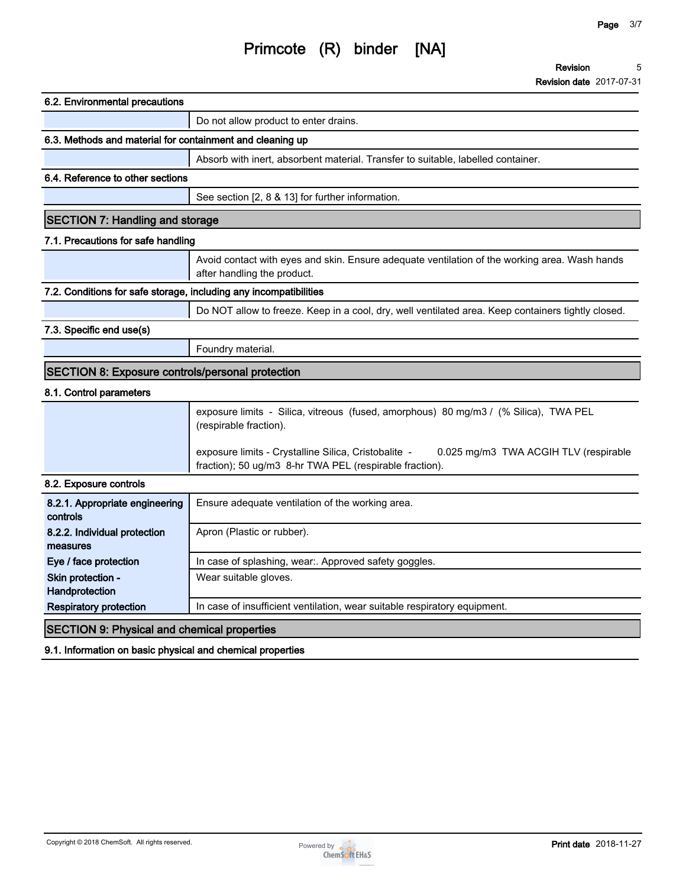### 6.2. Environmental precautions

| | |
|---|---|
| | Do not allow product to enter drains. |

### 6.3. Methods and material for containment and cleaning up

| | |
|---|---|
| | Absorb with inert, absorbent material. Transfer to suitable, labelled container. |

### 6.4. Reference to other sections

| | |
|---|---|
| | See section [2, 8 & 13] for further information. |

## SECTION 7: Handling and storage

### 7.1. Precautions for safe handling

| | |
|---|---|
| | Avoid contact with eyes and skin. Ensure adequate ventilation of the working area. Wash hands after handling the product. |

### 7.2. Conditions for safe storage, including any incompatibilities

| | |
|---|---|
| | Do NOT allow to freeze. Keep in a cool, dry, well ventilated area. Keep containers tightly closed. |

### 7.3. Specific end use(s)

| | |
|---|---|
| | Foundry material. |

## SECTION 8: Exposure controls/personal protection

### 8.1. Control parameters

| | |
|---|---|
| | exposure limits - Silica, vitreous (fused, amorphous) 80 mg/m3 / (% Silica), TWA PEL (respirable fraction).<br><br>exposure limits - Crystalline Silica, Cristobalite - 0.025 mg/m3 TWA ACGIH TLV (respirable fraction); 50 ug/m3 8-hr TWA PEL (respirable fraction). |

### 8.2. Exposure controls

| | |
|---|---|
| 8.2.1. Appropriate engineering controls | Ensure adequate ventilation of the working area. |
| 8.2.2. Individual protection measures | Apron (Plastic or rubber). |
| Eye / face protection | In case of splashing, wear:. Approved safety goggles. |
| Skin protection - Handprotection | Wear suitable gloves. |
| Respiratory protection | In case of insufficient ventilation, wear suitable respiratory equipment. |

## SECTION 9: Physical and chemical properties

### 9.1. Information on basic physical and chemical properties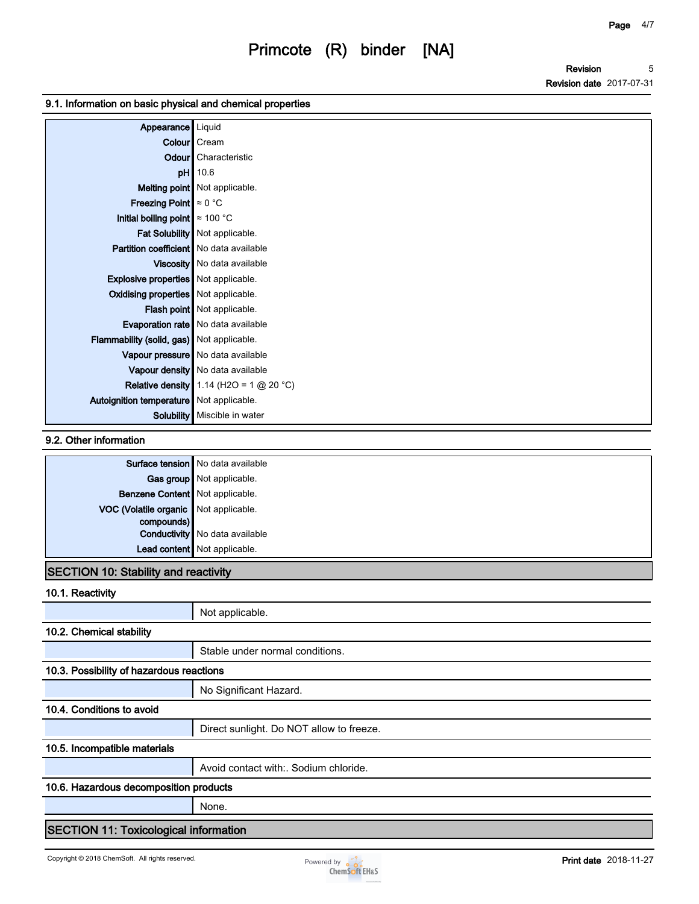### 9.1. Information on basic physical and chemical properties

| Property | Value |
| --- | --- |
| Appearance | Liquid |
| Colour | Cream |
| Odour | Characteristic |
| pH | 10.6 |
| Melting point | Not applicable. |
| Freezing Point | ≈ 0 °C |
| Initial boiling point | ≈ 100 °C |
| Fat Solubility | Not applicable. |
| Partition coefficient | No data available |
| Viscosity | No data available |
| Explosive properties | Not applicable. |
| Oxidising properties | Not applicable. |
| Flash point | Not applicable. |
| Evaporation rate | No data available |
| Flammability (solid, gas) | Not applicable. |
| Vapour pressure | No data available |
| Vapour density | No data available |
| Relative density | 1.14 (H2O = 1 @ 20 °C) |
| Autoignition temperature | Not applicable. |
| Solubility | Miscible in water |

### 9.2. Other information

| Property | Value |
| --- | --- |
| Surface tension | No data available |
| Gas group | Not applicable. |
| Benzene Content | Not applicable. |
| VOC (Volatile organic compounds) | Not applicable. |
| Conductivity | No data available |
| Lead content | Not applicable. |

## SECTION 10: Stability and reactivity

### 10.1. Reactivity

Not applicable.

### 10.2. Chemical stability

Stable under normal conditions.

### 10.3. Possibility of hazardous reactions

No Significant Hazard.

### 10.4. Conditions to avoid

Direct sunlight. Do NOT allow to freeze.

### 10.5. Incompatible materials

Avoid contact with:. Sodium chloride.

### 10.6. Hazardous decomposition products

None.

## SECTION 11: Toxicological information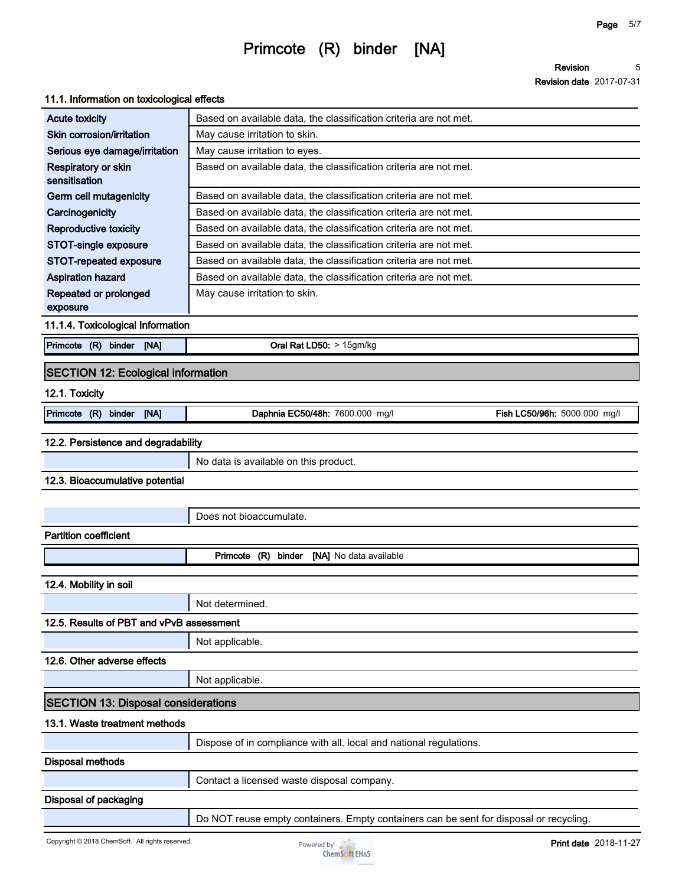### 11.1. Information on toxicological effects

| | |
|---|---|
| Acute toxicity | Based on available data, the classification criteria are not met. |
| Skin corrosion/irritation | May cause irritation to skin. |
| Serious eye damage/irritation | May cause irritation to eyes. |
| Respiratory or skin sensitisation | Based on available data, the classification criteria are not met. |
| Germ cell mutagenicity | Based on available data, the classification criteria are not met. |
| Carcinogenicity | Based on available data, the classification criteria are not met. |
| Reproductive toxicity | Based on available data, the classification criteria are not met. |
| STOT-single exposure | Based on available data, the classification criteria are not met. |
| STOT-repeated exposure | Based on available data, the classification criteria are not met. |
| Aspiration hazard | Based on available data, the classification criteria are not met. |
| Repeated or prolonged exposure | May cause irritation to skin. |

### 11.1.4. Toxicological Information

| | |
|---|---|
| Primcote (R) binder [NA] | **Oral Rat LD50:** > 15gm/kg |

## SECTION 12: Ecological information

### 12.1. Toxicity

| | | |
|---|---|---|
| Primcote (R) binder [NA] | **Daphnia EC50/48h:** 7600.000 mg/l | **Fish LC50/96h:** 5000.000 mg/l |

### 12.2. Persistence and degradability

No data is available on this product.

### 12.3. Bioaccumulative potential

Does not bioaccumulate.

**Partition coefficient**

| | |
|---|---|
| | **Primcote (R) binder [NA]** No data available |

### 12.4. Mobility in soil

Not determined.

### 12.5. Results of PBT and vPvB assessment

Not applicable.

### 12.6. Other adverse effects

Not applicable.

## SECTION 13: Disposal considerations

### 13.1. Waste treatment methods

Dispose of in compliance with all. local and national regulations.

**Disposal methods**

Contact a licensed waste disposal company.

**Disposal of packaging**

Do NOT reuse empty containers. Empty containers can be sent for disposal or recycling.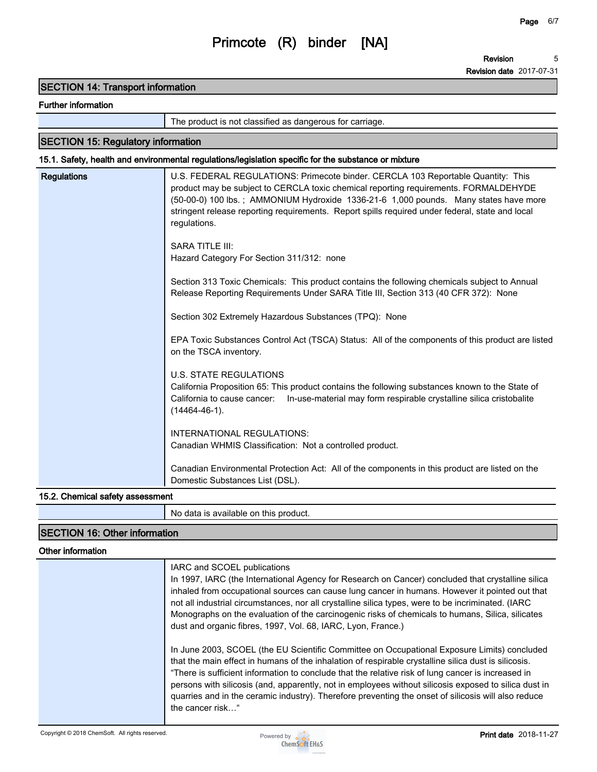## SECTION 14: Transport information

### Further information

| | |
|---|---|
| | The product is not classified as dangerous for carriage. |

## SECTION 15: Regulatory information

### 15.1. Safety, health and environmental regulations/legislation specific for the substance or mixture

**Regulations**

U.S. FEDERAL REGULATIONS: Primecote binder. CERCLA 103 Reportable Quantity: This product may be subject to CERCLA toxic chemical reporting requirements. FORMALDEHYDE (50-00-0) 100 lbs. ; AMMONIUM Hydroxide 1336-21-6 1,000 pounds. Many states have more stringent release reporting requirements. Report spills required under federal, state and local regulations.

SARA TITLE III:
Hazard Category For Section 311/312: none

Section 313 Toxic Chemicals: This product contains the following chemicals subject to Annual Release Reporting Requirements Under SARA Title III, Section 313 (40 CFR 372): None

Section 302 Extremely Hazardous Substances (TPQ): None

EPA Toxic Substances Control Act (TSCA) Status: All of the components of this product are listed on the TSCA inventory.

U.S. STATE REGULATIONS
California Proposition 65: This product contains the following substances known to the State of California to cause cancer: In-use-material may form respirable crystalline silica cristobalite (14464-46-1).

INTERNATIONAL REGULATIONS:
Canadian WHMIS Classification: Not a controlled product.

Canadian Environmental Protection Act: All of the components in this product are listed on the Domestic Substances List (DSL).

### 15.2. Chemical safety assessment

| | |
|---|---|
| | No data is available on this product. |

## SECTION 16: Other information

### Other information

IARC and SCOEL publications
In 1997, IARC (the International Agency for Research on Cancer) concluded that crystalline silica inhaled from occupational sources can cause lung cancer in humans. However it pointed out that not all industrial circumstances, nor all crystalline silica types, were to be incriminated. (IARC Monographs on the evaluation of the carcinogenic risks of chemicals to humans, Silica, silicates dust and organic fibres, 1997, Vol. 68, IARC, Lyon, France.)

In June 2003, SCOEL (the EU Scientific Committee on Occupational Exposure Limits) concluded that the main effect in humans of the inhalation of respirable crystalline silica dust is silicosis. "There is sufficient information to conclude that the relative risk of lung cancer is increased in persons with silicosis (and, apparently, not in employees without silicosis exposed to silica dust in quarries and in the ceramic industry). Therefore preventing the onset of silicosis will also reduce the cancer risk…"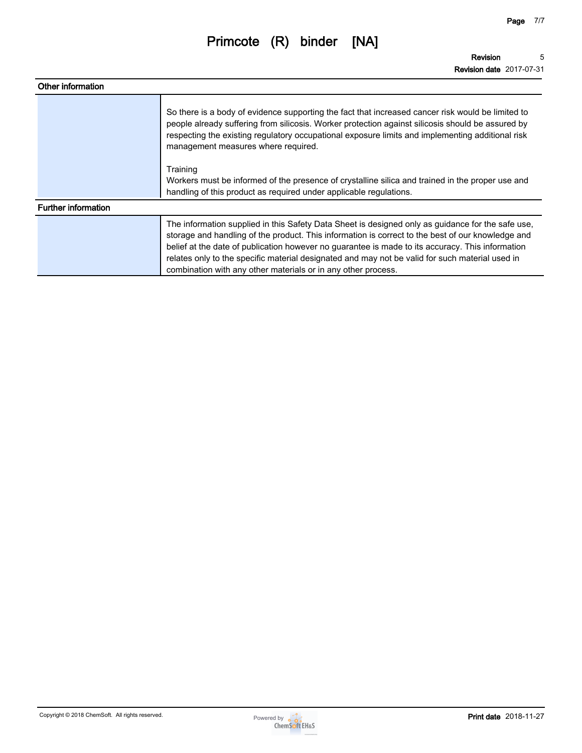## Other information

| | |
|---|---|
| | So there is a body of evidence supporting the fact that increased cancer risk would be limited to people already suffering from silicosis. Worker protection against silicosis should be assured by respecting the existing regulatory occupational exposure limits and implementing additional risk management measures where required.<br><br>Training<br>Workers must be informed of the presence of crystalline silica and trained in the proper use and handling of this product as required under applicable regulations. |

## Further information

| | |
|---|---|
| | The information supplied in this Safety Data Sheet is designed only as guidance for the safe use, storage and handling of the product. This information is correct to the best of our knowledge and belief at the date of publication however no guarantee is made to its accuracy. This information relates only to the specific material designated and may not be valid for such material used in combination with any other materials or in any other process. |